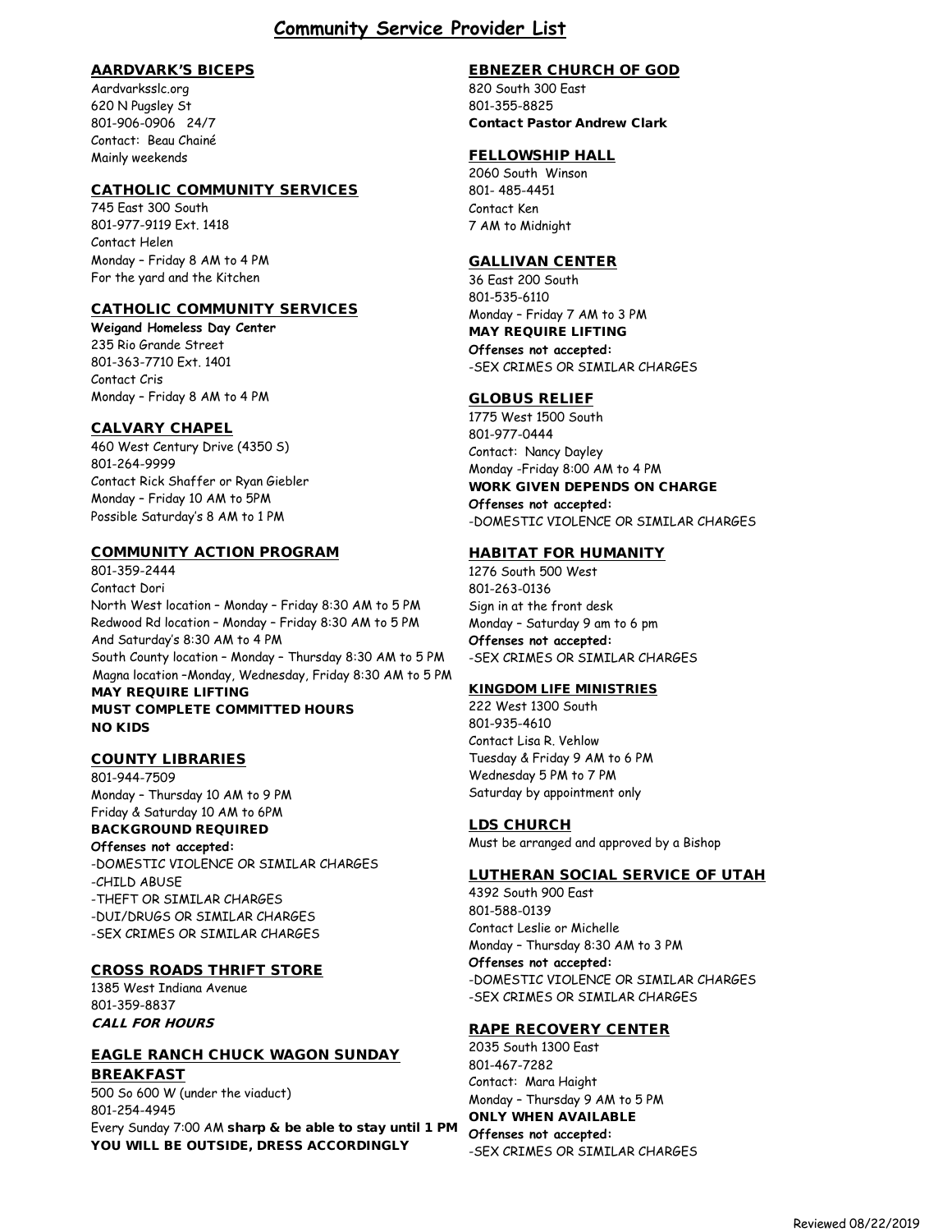# Community Service Provider List

### AARDVARK'S BICEPS

Aardvarksslc.org
620 N Pugsley St
801-906-0906 24/7
Contact: Beau Chainé
Mainly weekends

### CATHOLIC COMMUNITY SERVICES

745 East 300 South
801-977-9119 Ext. 1418
Contact Helen
Monday – Friday 8 AM to 4 PM
For the yard and the Kitchen

### CATHOLIC COMMUNITY SERVICES

**Weigand Homeless Day Center**
235 Rio Grande Street
801-363-7710 Ext. 1401
Contact Cris
Monday – Friday 8 AM to 4 PM

### CALVARY CHAPEL

460 West Century Drive (4350 S)
801-264-9999
Contact Rick Shaffer or Ryan Giebler
Monday – Friday 10 AM to 5PM
Possible Saturday's 8 AM to 1 PM

### COMMUNITY ACTION PROGRAM

801-359-2444
Contact Dori
North West location – Monday – Friday 8:30 AM to 5 PM
Redwood Rd location – Monday – Friday 8:30 AM to 5 PM
And Saturday's 8:30 AM to 4 PM
South County location – Monday – Thursday 8:30 AM to 5 PM
Magna location –Monday, Wednesday, Friday 8:30 AM to 5 PM
**MAY REQUIRE LIFTING**
**MUST COMPLETE COMMITTED HOURS**
**NO KIDS**

### COUNTY LIBRARIES

801-944-7509
Monday – Thursday 10 AM to 9 PM
Friday & Saturday 10 AM to 6PM
**BACKGROUND REQUIRED**
***Offenses not accepted:***
-DOMESTIC VIOLENCE OR SIMILAR CHARGES
-CHILD ABUSE
-THEFT OR SIMILAR CHARGES
-DUI/DRUGS OR SIMILAR CHARGES
-SEX CRIMES OR SIMILAR CHARGES

### CROSS ROADS THRIFT STORE

1385 West Indiana Avenue
801-359-8837
***CALL FOR HOURS***

### EAGLE RANCH CHUCK WAGON SUNDAY BREAKFAST

500 So 600 W (under the viaduct)
801-254-4945
Every Sunday 7:00 AM **sharp & be able to stay until 1 PM**
**YOU WILL BE OUTSIDE, DRESS ACCORDINGLY**

### EBNEZER CHURCH OF GOD

820 South 300 East
801-355-8825
**Contact Pastor Andrew Clark**

### FELLOWSHIP HALL

2060 South Winson
801- 485-4451
Contact Ken
7 AM to Midnight

### GALLIVAN CENTER

36 East 200 South
801-535-6110
Monday – Friday 7 AM to 3 PM
**MAY REQUIRE LIFTING**
***Offenses not accepted:***
-SEX CRIMES OR SIMILAR CHARGES

### GLOBUS RELIEF

1775 West 1500 South
801-977-0444
Contact: Nancy Dayley
Monday -Friday 8:00 AM to 4 PM
**WORK GIVEN DEPENDS ON CHARGE**
***Offenses not accepted:***
-DOMESTIC VIOLENCE OR SIMILAR CHARGES

### HABITAT FOR HUMANITY

1276 South 500 West
801-263-0136
Sign in at the front desk
Monday – Saturday 9 am to 6 pm
***Offenses not accepted:***
-SEX CRIMES OR SIMILAR CHARGES

### KINGDOM LIFE MINISTRIES

222 West 1300 South
801-935-4610
Contact Lisa R. Vehlow
Tuesday & Friday 9 AM to 6 PM
Wednesday 5 PM to 7 PM
Saturday by appointment only

### LDS CHURCH

Must be arranged and approved by a Bishop

### LUTHERAN SOCIAL SERVICE OF UTAH

4392 South 900 East
801-588-0139
Contact Leslie or Michelle
Monday – Thursday 8:30 AM to 3 PM
***Offenses not accepted:***
-DOMESTIC VIOLENCE OR SIMILAR CHARGES
-SEX CRIMES OR SIMILAR CHARGES

### RAPE RECOVERY CENTER

2035 South 1300 East
801-467-7282
Contact: Mara Haight
Monday – Thursday 9 AM to 5 PM
**ONLY WHEN AVAILABLE**
***Offenses not accepted:***
-SEX CRIMES OR SIMILAR CHARGES

Reviewed 08/22/2019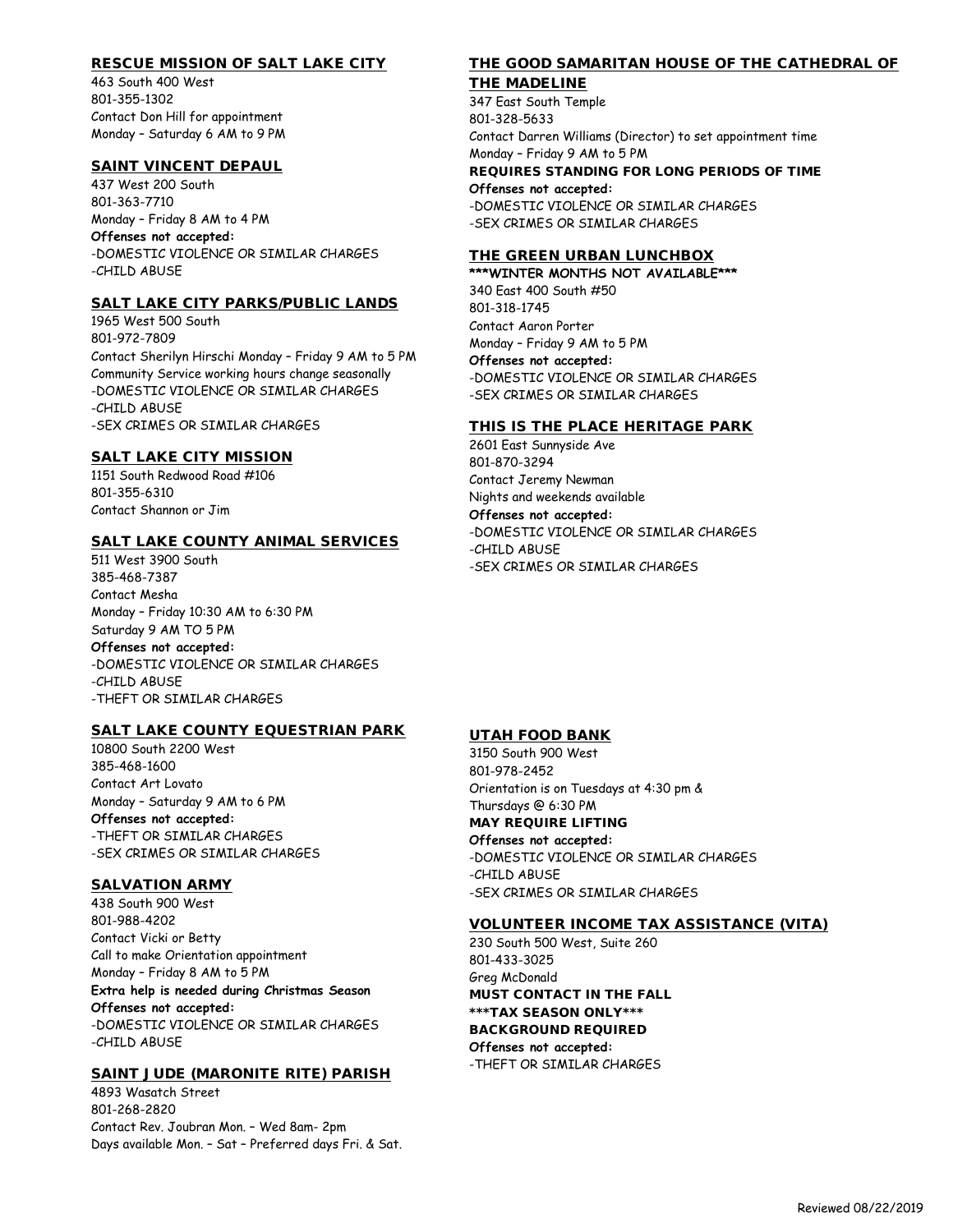## RESCUE MISSION OF SALT LAKE CITY

463 South 400 West
801-355-1302
Contact Don Hill for appointment
Monday – Saturday 6 AM to 9 PM

## SAINT VINCENT DEPAUL

437 West 200 South
801-363-7710
Monday – Friday 8 AM to 4 PM
**Offenses not accepted:**
-DOMESTIC VIOLENCE OR SIMILAR CHARGES
-CHILD ABUSE

## SALT LAKE CITY PARKS/PUBLIC LANDS

1965 West 500 South
801-972-7809
Contact Sherilyn Hirschi Monday – Friday 9 AM to 5 PM
Community Service working hours change seasonally
-DOMESTIC VIOLENCE OR SIMILAR CHARGES
-CHILD ABUSE
-SEX CRIMES OR SIMILAR CHARGES

## SALT LAKE CITY MISSION

1151 South Redwood Road #106
801-355-6310
Contact Shannon or Jim

## SALT LAKE COUNTY ANIMAL SERVICES

511 West 3900 South
385-468-7387
Contact Mesha
Monday – Friday 10:30 AM to 6:30 PM
Saturday 9 AM TO 5 PM
**Offenses not accepted:**
-DOMESTIC VIOLENCE OR SIMILAR CHARGES
-CHILD ABUSE
-THEFT OR SIMILAR CHARGES

## SALT LAKE COUNTY EQUESTRIAN PARK

10800 South 2200 West
385-468-1600
Contact Art Lovato
Monday – Saturday 9 AM to 6 PM
**Offenses not accepted:**
-THEFT OR SIMILAR CHARGES
-SEX CRIMES OR SIMILAR CHARGES

## SALVATION ARMY

438 South 900 West
801-988-4202
Contact Vicki or Betty
Call to make Orientation appointment
Monday – Friday 8 AM to 5 PM
**Extra help is needed during Christmas Season**
**Offenses not accepted:**
-DOMESTIC VIOLENCE OR SIMILAR CHARGES
-CHILD ABUSE

## SAINT JUDE (MARONITE RITE) PARISH

4893 Wasatch Street
801-268-2820
Contact Rev. Joubran Mon. – Wed 8am- 2pm
Days available Mon. – Sat – Preferred days Fri. & Sat.

## THE GOOD SAMARITAN HOUSE OF THE CATHEDRAL OF THE MADELINE

347 East South Temple
801-328-5633
Contact Darren Williams (Director) to set appointment time
Monday – Friday 9 AM to 5 PM
**REQUIRES STANDING FOR LONG PERIODS OF TIME**
**Offenses not accepted:**
-DOMESTIC VIOLENCE OR SIMILAR CHARGES
-SEX CRIMES OR SIMILAR CHARGES

## THE GREEN URBAN LUNCHBOX

**\*\*\*WINTER MONTHS NOT AVAILABLE\*\*\***
340 East 400 South #50
801-318-1745
Contact Aaron Porter
Monday – Friday 9 AM to 5 PM
**Offenses not accepted:**
-DOMESTIC VIOLENCE OR SIMILAR CHARGES
-SEX CRIMES OR SIMILAR CHARGES

## THIS IS THE PLACE HERITAGE PARK

2601 East Sunnyside Ave
801-870-3294
Contact Jeremy Newman
Nights and weekends available
**Offenses not accepted:**
-DOMESTIC VIOLENCE OR SIMILAR CHARGES
-CHILD ABUSE
-SEX CRIMES OR SIMILAR CHARGES

## UTAH FOOD BANK

3150 South 900 West
801-978-2452
Orientation is on Tuesdays at 4:30 pm & Thursdays @ 6:30 PM
**MAY REQUIRE LIFTING**
**Offenses not accepted:**
-DOMESTIC VIOLENCE OR SIMILAR CHARGES
-CHILD ABUSE
-SEX CRIMES OR SIMILAR CHARGES

## VOLUNTEER INCOME TAX ASSISTANCE (VITA)

230 South 500 West, Suite 260
801-433-3025
Greg McDonald
**MUST CONTACT IN THE FALL**
**\*\*\*TAX SEASON ONLY\*\*\***
**BACKGROUND REQUIRED**
**Offenses not accepted:**
-THEFT OR SIMILAR CHARGES

Reviewed 08/22/2019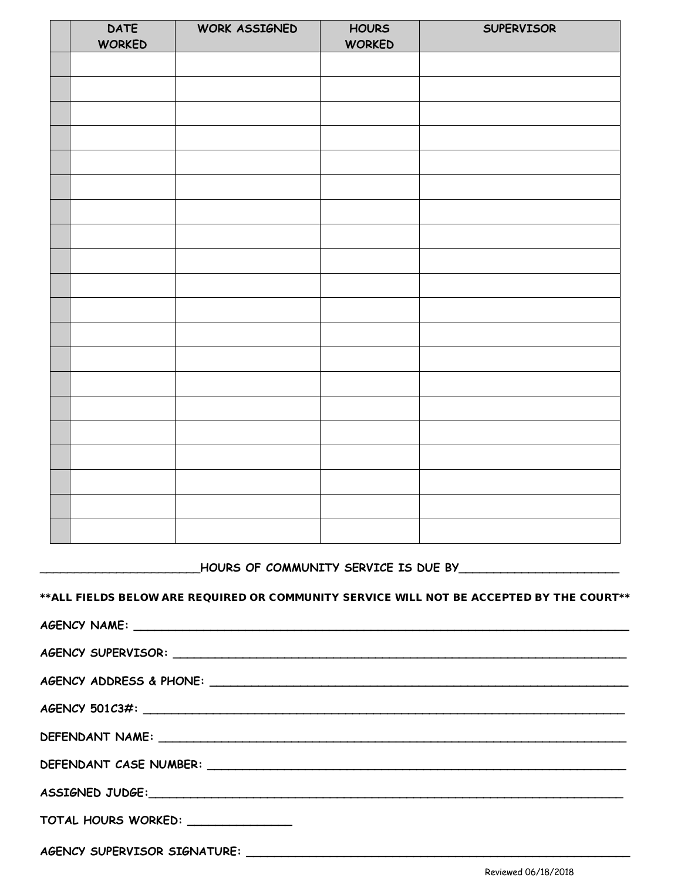| | DATE WORKED | WORK ASSIGNED | HOURS WORKED | SUPERVISOR |
|---|---|---|---|---|
| | | | | |
| | | | | |
| | | | | |
| | | | | |
| | | | | |
| | | | | |
| | | | | |
| | | | | |
| | | | | |
| | | | | |
| | | | | |
| | | | | |
| | | | | |
| | | | | |
| | | | | |
| | | | | |
| | | | | |
| | | | | |
| | | | | |
| | | | | |

________________________HOURS OF COMMUNITY SERVICE IS DUE BY________________________

**ALL FIELDS BELOW ARE REQUIRED OR COMMUNITY SERVICE WILL NOT BE ACCEPTED BY THE COURT**

AGENCY NAME: ___________________________________________________________________________

AGENCY SUPERVISOR: ______________________________________________________________________

AGENCY ADDRESS & PHONE: __________________________________________________________________

AGENCY 501C3#: ________________________________________________________________________

DEFENDANT NAME: _______________________________________________________________________

DEFENDANT CASE NUMBER: _________________________________________________________________

ASSIGNED JUDGE:_______________________________________________________________________

TOTAL HOURS WORKED: ________________

AGENCY SUPERVISOR SIGNATURE: ___________________________________________________________

Reviewed 06/18/2018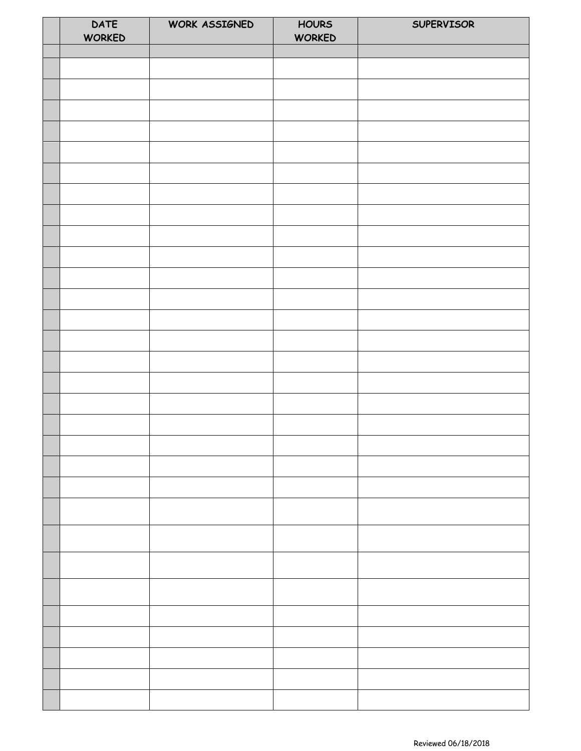| | DATE WORKED | WORK ASSIGNED | HOURS WORKED | SUPERVISOR |
|---|---|---|---|---|
| | | | | |
| | | | | |
| | | | | |
| | | | | |
| | | | | |
| | | | | |
| | | | | |
| | | | | |
| | | | | |
| | | | | |
| | | | | |
| | | | | |
| | | | | |
| | | | | |
| | | | | |
| | | | | |
| | | | | |
| | | | | |
| | | | | |
| | | | | |
| | | | | |
| | | | | |
| | | | | |
| | | | | |
| | | | | |
| | | | | |
| | | | | |
| | | | | |
| | | | | |
| | | | | |
| | | | | |